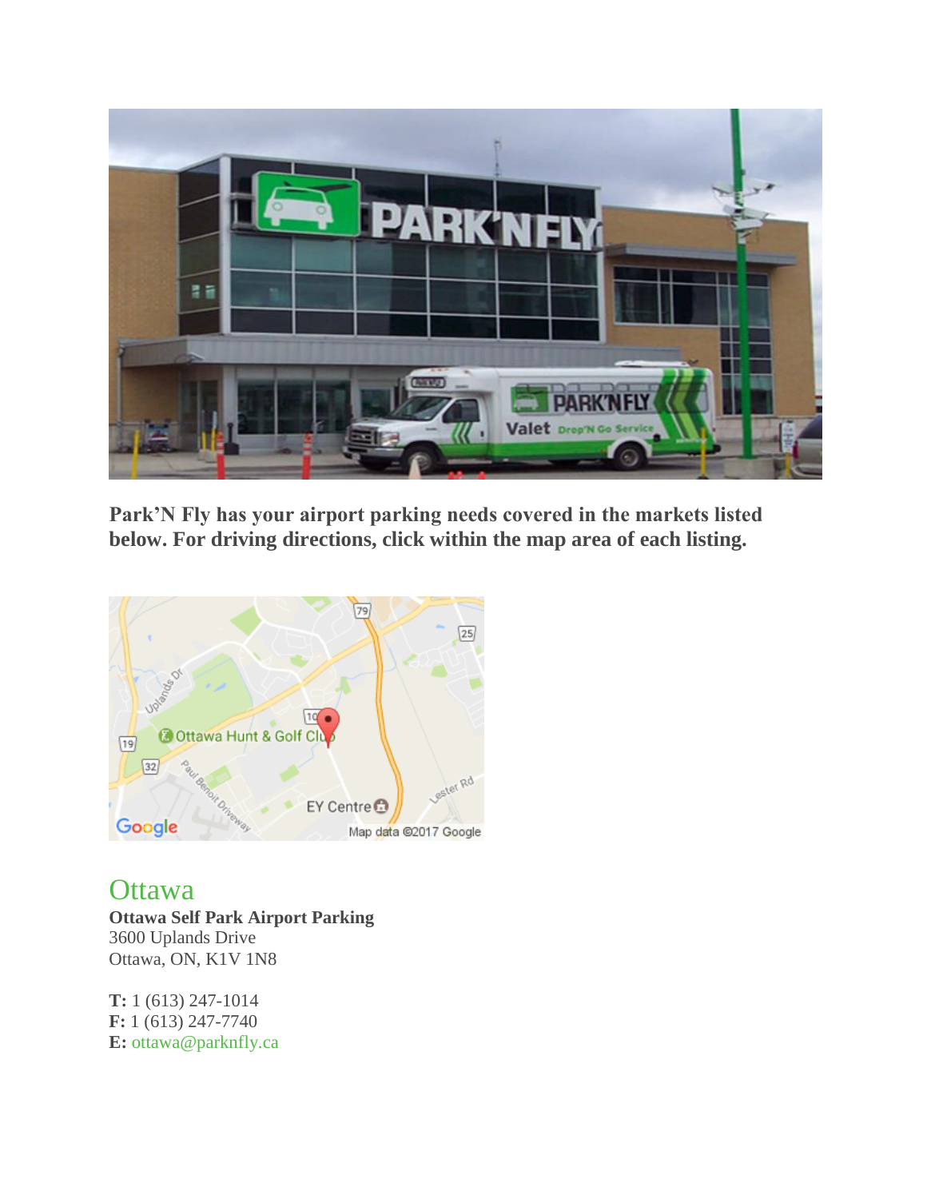**Park'N Fly has your airport parking needs covered in the markets listed below. For driving directions, click within the map area of each listing.**

## Ottawa

**Ottawa Self Park Airport Parking**
3600 Uplands Drive
Ottawa, ON, K1V 1N8

**T:** 1 (613) 247-1014
**F:** 1 (613) 247-7740
**E:** ottawa@parknfly.ca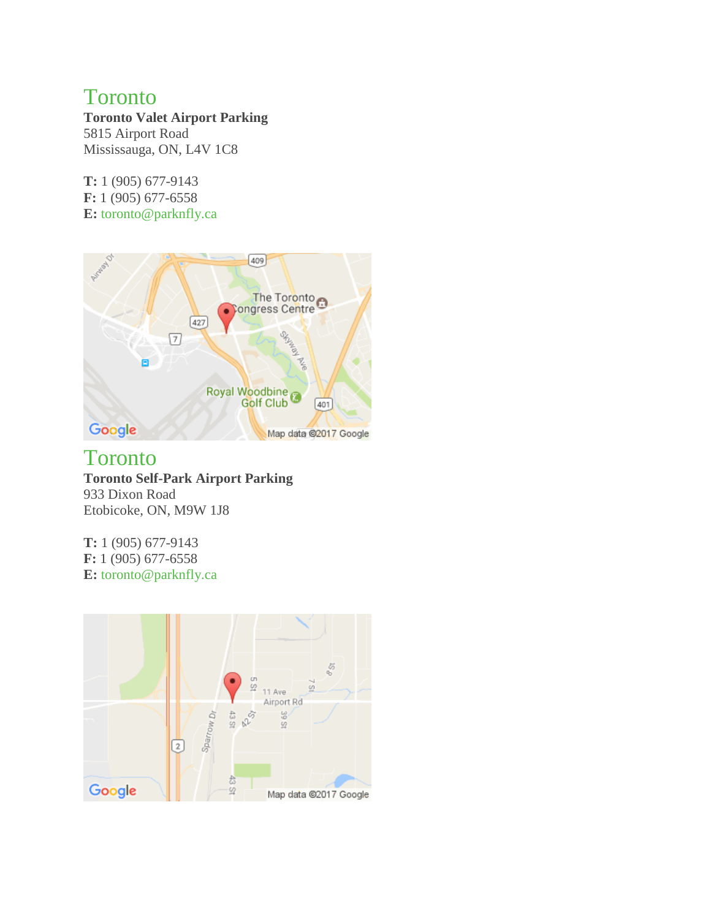## Toronto

**Toronto Valet Airport Parking**
5815 Airport Road
Mississauga, ON, L4V 1C8

**T:** 1 (905) 677-9143
**F:** 1 (905) 677-6558
**E:** toronto@parknfly.ca

## Toronto

**Toronto Self-Park Airport Parking**
933 Dixon Road
Etobicoke, ON, M9W 1J8

**T:** 1 (905) 677-9143
**F:** 1 (905) 677-6558
**E:** toronto@parknfly.ca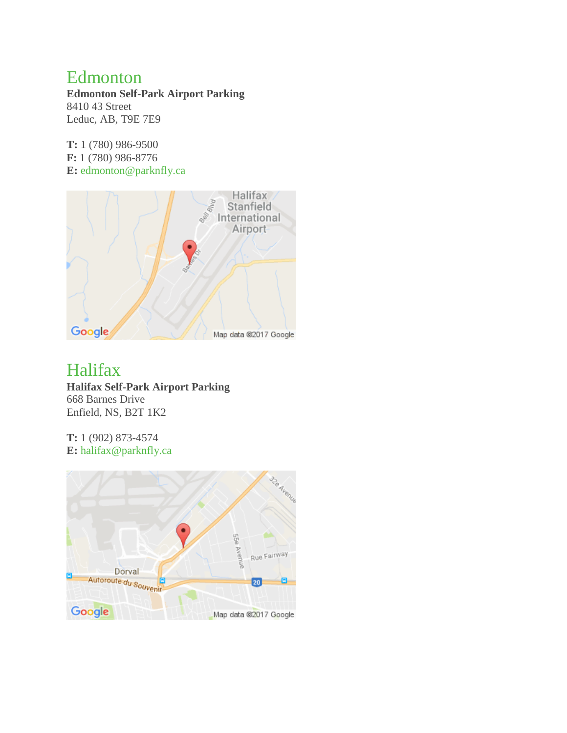# Edmonton

**Edmonton Self-Park Airport Parking**
8410 43 Street
Leduc, AB, T9E 7E9

**T:** 1 (780) 986-9500
**F:** 1 (780) 986-8776
**E:** edmonton@parknfly.ca

# Halifax

**Halifax Self-Park Airport Parking**
668 Barnes Drive
Enfield, NS, B2T 1K2

**T:** 1 (902) 873-4574
**E:** halifax@parknfly.ca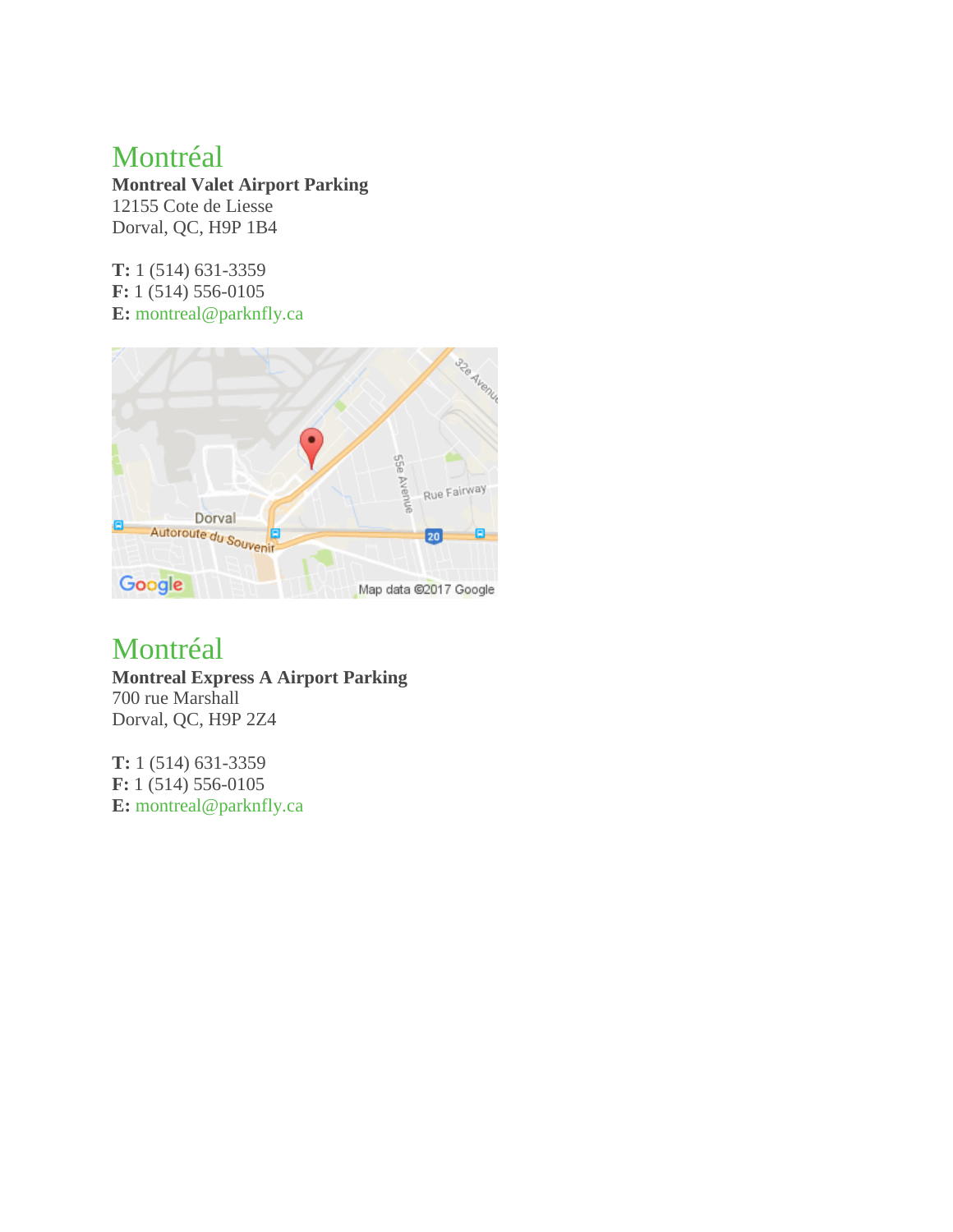## Montréal

**Montreal Valet Airport Parking**
12155 Cote de Liesse
Dorval, QC, H9P 1B4

**T:** 1 (514) 631-3359
**F:** 1 (514) 556-0105
**E:** montreal@parknfly.ca

## Montréal

**Montreal Express A Airport Parking**
700 rue Marshall
Dorval, QC, H9P 2Z4

**T:** 1 (514) 631-3359
**F:** 1 (514) 556-0105
**E:** montreal@parknfly.ca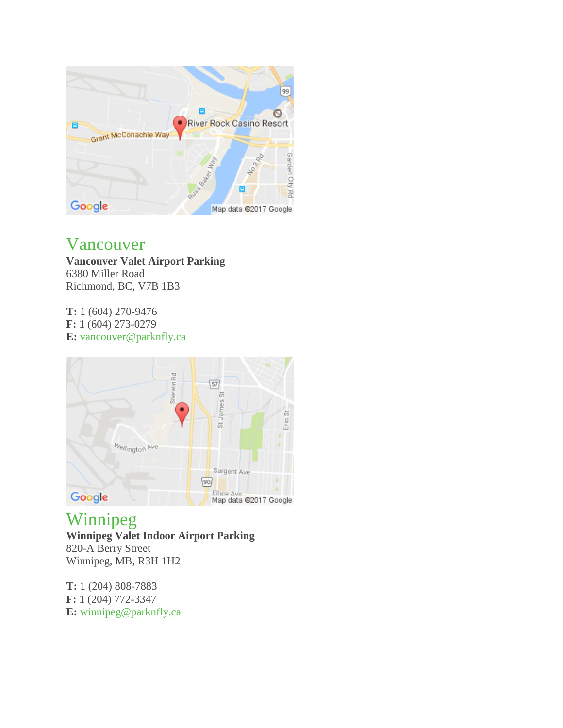## Vancouver

**Vancouver Valet Airport Parking**
6380 Miller Road
Richmond, BC, V7B 1B3

**T:** 1 (604) 270-9476
**F:** 1 (604) 273-0279
**E:** vancouver@parknfly.ca

## Winnipeg

**Winnipeg Valet Indoor Airport Parking**
820-A Berry Street
Winnipeg, MB, R3H 1H2

**T:** 1 (204) 808-7883
**F:** 1 (204) 772-3347
**E:** winnipeg@parknfly.ca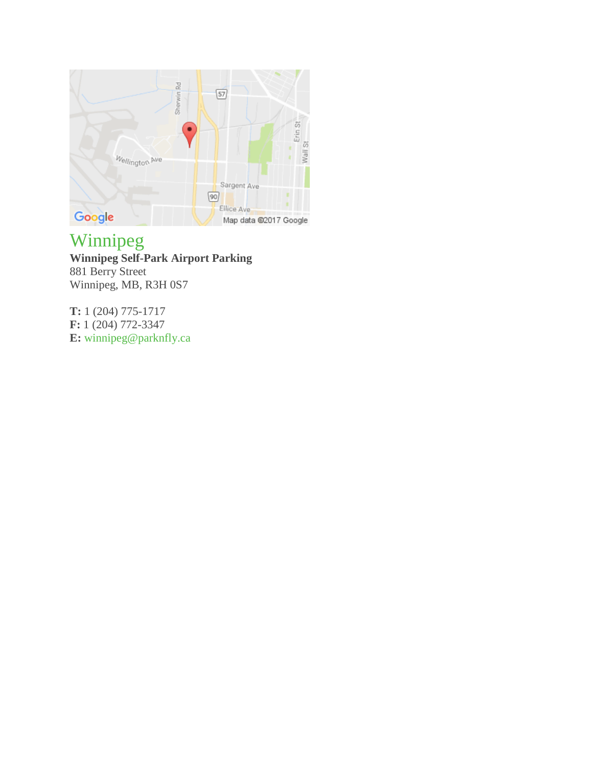## Winnipeg

**Winnipeg Self-Park Airport Parking**
881 Berry Street
Winnipeg, MB, R3H 0S7

**T:** 1 (204) 775-1717
**F:** 1 (204) 772-3347
**E:** winnipeg@parknfly.ca